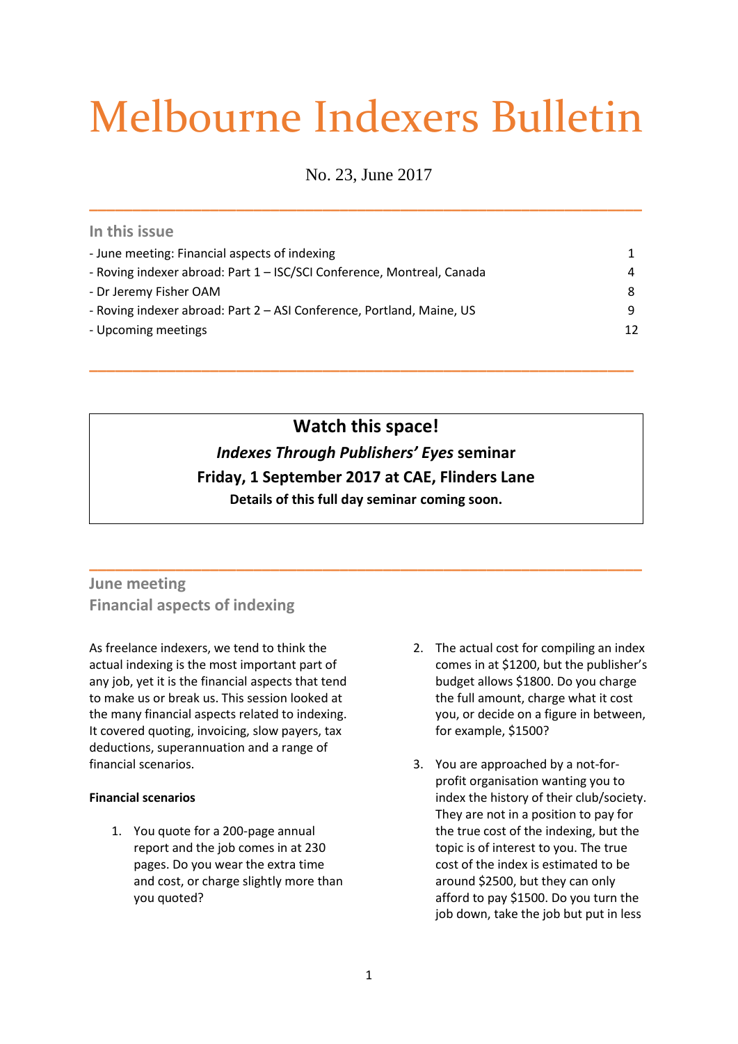# Melbourne Indexers Bulletin

No. 23, June 2017

## In this issue

- June meeting: Financial aspects of indexing 1
- Roving indexer abroad: Part 1 – ISC/SCI Conference, Montreal, Canada 4
- Dr Jeremy Fisher OAM 8
- Roving indexer abroad: Part 2 – ASI Conference, Portland, Maine, US 9
- Upcoming meetings 12

**Watch this space!**

***Indexes Through Publishers' Eyes* seminar**

**Friday, 1 September 2017 at CAE, Flinders Lane**

**Details of this full day seminar coming soon.**

## June meeting
## Financial aspects of indexing

As freelance indexers, we tend to think the actual indexing is the most important part of any job, yet it is the financial aspects that tend to make us or break us. This session looked at the many financial aspects related to indexing. It covered quoting, invoicing, slow payers, tax deductions, superannuation and a range of financial scenarios.

**Financial scenarios**

1. You quote for a 200-page annual report and the job comes in at 230 pages. Do you wear the extra time and cost, or charge slightly more than you quoted?

2. The actual cost for compiling an index comes in at $1200, but the publisher's budget allows $1800. Do you charge the full amount, charge what it cost you, or decide on a figure in between, for example, $1500?

3. You are approached by a not-for-profit organisation wanting you to index the history of their club/society. They are not in a position to pay for the true cost of the indexing, but the topic is of interest to you. The true cost of the index is estimated to be around $2500, but they can only afford to pay $1500. Do you turn the job down, take the job but put in less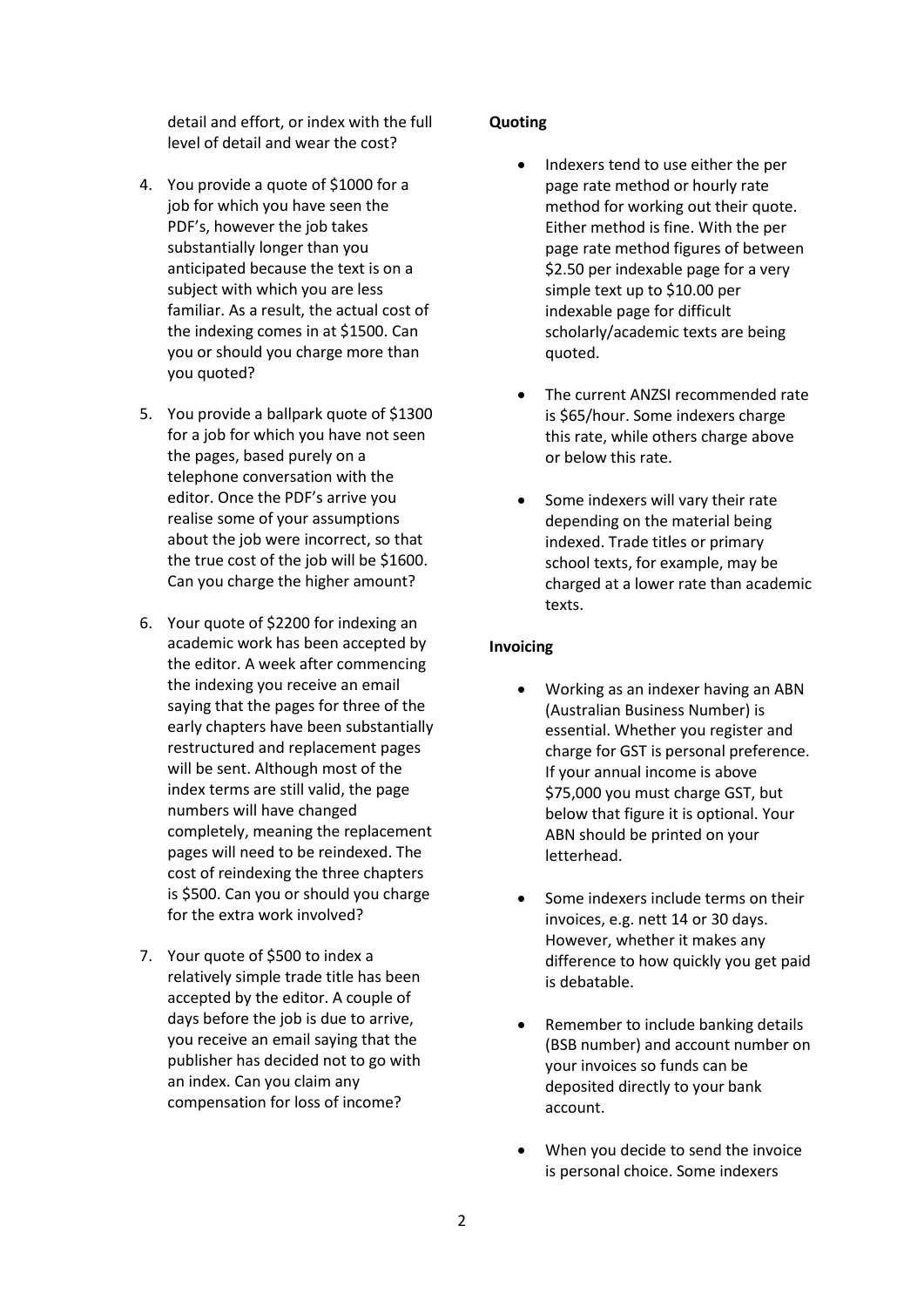detail and effort, or index with the full level of detail and wear the cost?

4. You provide a quote of $1000 for a job for which you have seen the PDF's, however the job takes substantially longer than you anticipated because the text is on a subject with which you are less familiar. As a result, the actual cost of the indexing comes in at $1500. Can you or should you charge more than you quoted?

5. You provide a ballpark quote of $1300 for a job for which you have not seen the pages, based purely on a telephone conversation with the editor. Once the PDF's arrive you realise some of your assumptions about the job were incorrect, so that the true cost of the job will be $1600. Can you charge the higher amount?

6. Your quote of $2200 for indexing an academic work has been accepted by the editor. A week after commencing the indexing you receive an email saying that the pages for three of the early chapters have been substantially restructured and replacement pages will be sent. Although most of the index terms are still valid, the page numbers will have changed completely, meaning the replacement pages will need to be reindexed. The cost of reindexing the three chapters is $500. Can you or should you charge for the extra work involved?

7. Your quote of $500 to index a relatively simple trade title has been accepted by the editor. A couple of days before the job is due to arrive, you receive an email saying that the publisher has decided not to go with an index. Can you claim any compensation for loss of income?

**Quoting**

- Indexers tend to use either the per page rate method or hourly rate method for working out their quote. Either method is fine. With the per page rate method figures of between $2.50 per indexable page for a very simple text up to $10.00 per indexable page for difficult scholarly/academic texts are being quoted.

- The current ANZSI recommended rate is $65/hour. Some indexers charge this rate, while others charge above or below this rate.

- Some indexers will vary their rate depending on the material being indexed. Trade titles or primary school texts, for example, may be charged at a lower rate than academic texts.

**Invoicing**

- Working as an indexer having an ABN (Australian Business Number) is essential. Whether you register and charge for GST is personal preference. If your annual income is above $75,000 you must charge GST, but below that figure it is optional. Your ABN should be printed on your letterhead.

- Some indexers include terms on their invoices, e.g. nett 14 or 30 days. However, whether it makes any difference to how quickly you get paid is debatable.

- Remember to include banking details (BSB number) and account number on your invoices so funds can be deposited directly to your bank account.

- When you decide to send the invoice is personal choice. Some indexers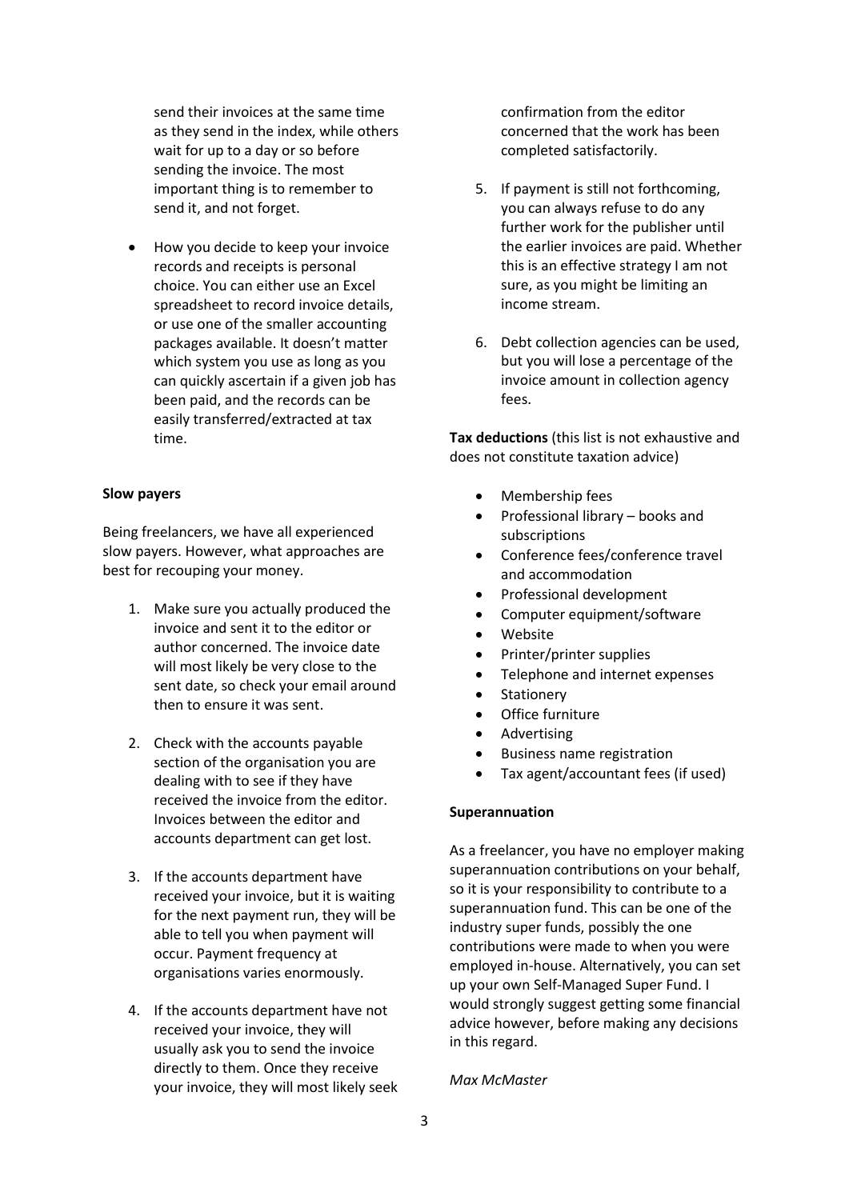send their invoices at the same time as they send in the index, while others wait for up to a day or so before sending the invoice. The most important thing is to remember to send it, and not forget.

- How you decide to keep your invoice records and receipts is personal choice. You can either use an Excel spreadsheet to record invoice details, or use one of the smaller accounting packages available. It doesn't matter which system you use as long as you can quickly ascertain if a given job has been paid, and the records can be easily transferred/extracted at tax time.

**Slow payers**

Being freelancers, we have all experienced slow payers. However, what approaches are best for recouping your money.

1. Make sure you actually produced the invoice and sent it to the editor or author concerned. The invoice date will most likely be very close to the sent date, so check your email around then to ensure it was sent.
2. Check with the accounts payable section of the organisation you are dealing with to see if they have received the invoice from the editor. Invoices between the editor and accounts department can get lost.
3. If the accounts department have received your invoice, but it is waiting for the next payment run, they will be able to tell you when payment will occur. Payment frequency at organisations varies enormously.
4. If the accounts department have not received your invoice, they will usually ask you to send the invoice directly to them. Once they receive your invoice, they will most likely seek confirmation from the editor concerned that the work has been completed satisfactorily.
5. If payment is still not forthcoming, you can always refuse to do any further work for the publisher until the earlier invoices are paid. Whether this is an effective strategy I am not sure, as you might be limiting an income stream.
6. Debt collection agencies can be used, but you will lose a percentage of the invoice amount in collection agency fees.

**Tax deductions** (this list is not exhaustive and does not constitute taxation advice)

- Membership fees
- Professional library – books and subscriptions
- Conference fees/conference travel and accommodation
- Professional development
- Computer equipment/software
- Website
- Printer/printer supplies
- Telephone and internet expenses
- Stationery
- Office furniture
- Advertising
- Business name registration
- Tax agent/accountant fees (if used)

**Superannuation**

As a freelancer, you have no employer making superannuation contributions on your behalf, so it is your responsibility to contribute to a superannuation fund. This can be one of the industry super funds, possibly the one contributions were made to when you were employed in-house. Alternatively, you can set up your own Self-Managed Super Fund. I would strongly suggest getting some financial advice however, before making any decisions in this regard.

*Max McMaster*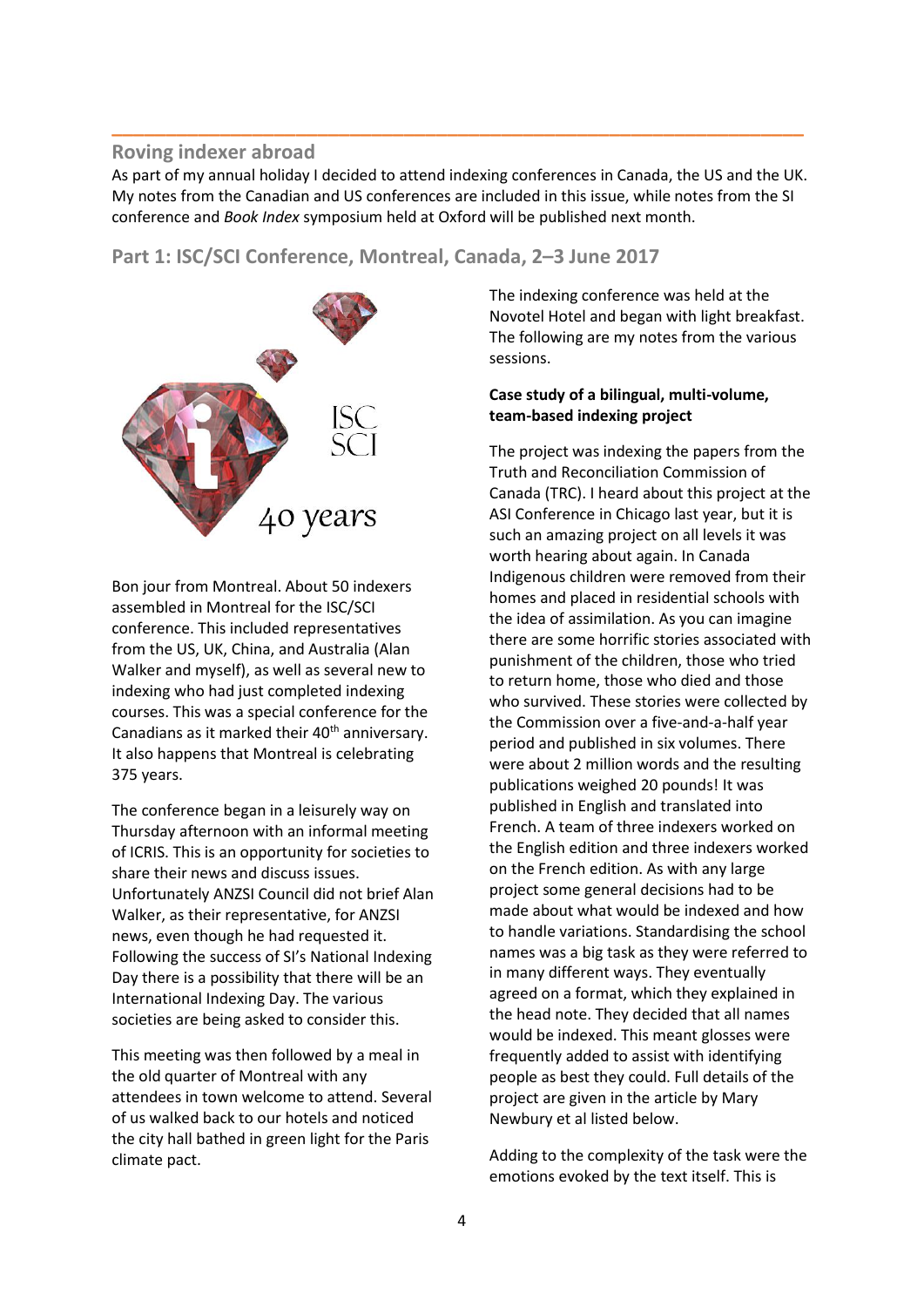## Roving indexer abroad

As part of my annual holiday I decided to attend indexing conferences in Canada, the US and the UK. My notes from the Canadian and US conferences are included in this issue, while notes from the SI conference and *Book Index* symposium held at Oxford will be published next month.

### Part 1: ISC/SCI Conference, Montreal, Canada, 2–3 June 2017

Bon jour from Montreal. About 50 indexers assembled in Montreal for the ISC/SCI conference. This included representatives from the US, UK, China, and Australia (Alan Walker and myself), as well as several new to indexing who had just completed indexing courses. This was a special conference for the Canadians as it marked their 40th anniversary. It also happens that Montreal is celebrating 375 years.

The conference began in a leisurely way on Thursday afternoon with an informal meeting of ICRIS. This is an opportunity for societies to share their news and discuss issues. Unfortunately ANZSI Council did not brief Alan Walker, as their representative, for ANZSI news, even though he had requested it. Following the success of SI's National Indexing Day there is a possibility that there will be an International Indexing Day. The various societies are being asked to consider this.

This meeting was then followed by a meal in the old quarter of Montreal with any attendees in town welcome to attend. Several of us walked back to our hotels and noticed the city hall bathed in green light for the Paris climate pact.

The indexing conference was held at the Novotel Hotel and began with light breakfast. The following are my notes from the various sessions.

**Case study of a bilingual, multi-volume, team-based indexing project**

The project was indexing the papers from the Truth and Reconciliation Commission of Canada (TRC). I heard about this project at the ASI Conference in Chicago last year, but it is such an amazing project on all levels it was worth hearing about again. In Canada Indigenous children were removed from their homes and placed in residential schools with the idea of assimilation. As you can imagine there are some horrific stories associated with punishment of the children, those who tried to return home, those who died and those who survived. These stories were collected by the Commission over a five-and-a-half year period and published in six volumes. There were about 2 million words and the resulting publications weighed 20 pounds! It was published in English and translated into French. A team of three indexers worked on the English edition and three indexers worked on the French edition. As with any large project some general decisions had to be made about what would be indexed and how to handle variations. Standardising the school names was a big task as they were referred to in many different ways. They eventually agreed on a format, which they explained in the head note. They decided that all names would be indexed. This meant glosses were frequently added to assist with identifying people as best they could. Full details of the project are given in the article by Mary Newbury et al listed below.

Adding to the complexity of the task were the emotions evoked by the text itself. This is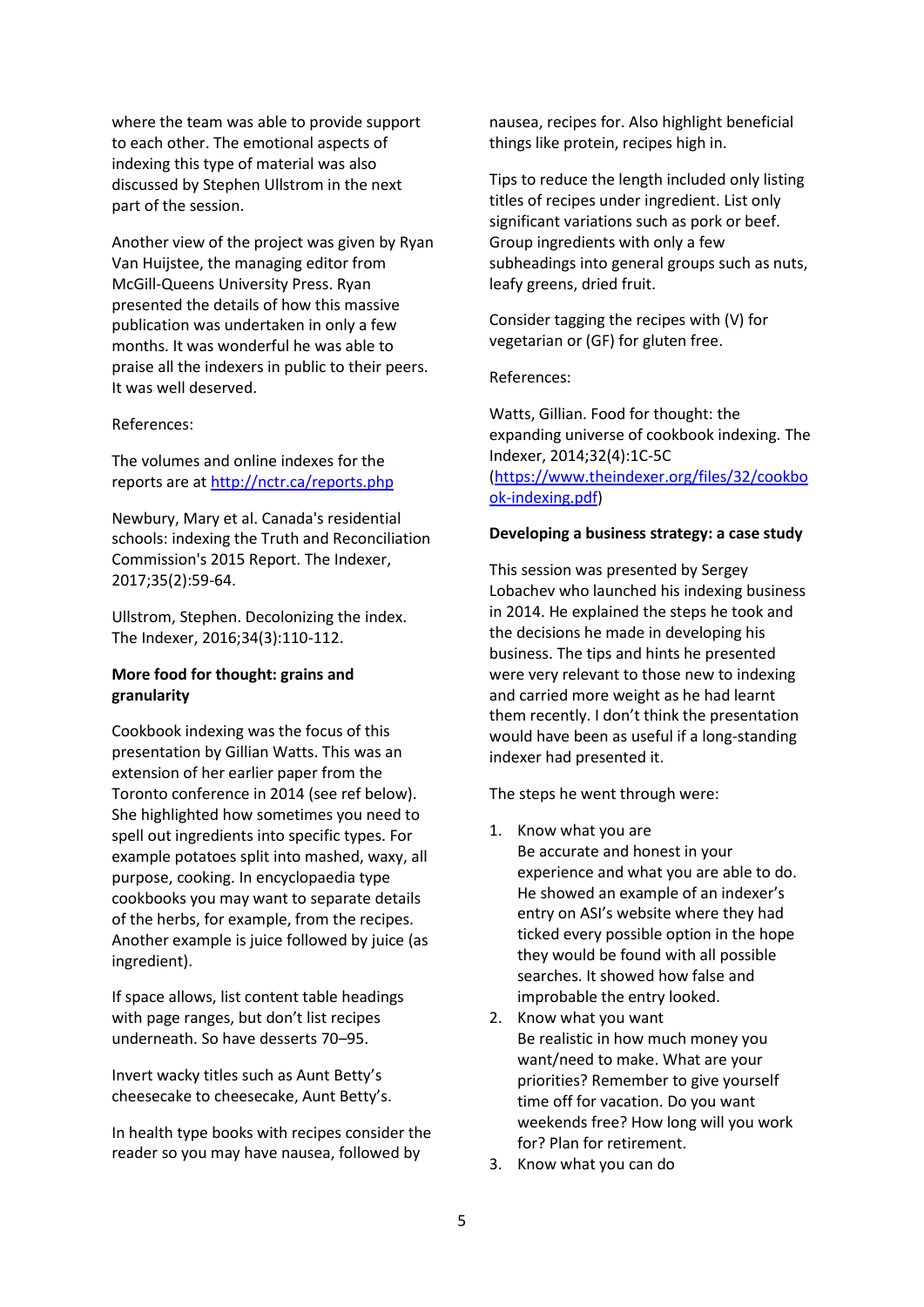where the team was able to provide support to each other. The emotional aspects of indexing this type of material was also discussed by Stephen Ullstrom in the next part of the session.

Another view of the project was given by Ryan Van Huijstee, the managing editor from McGill-Queens University Press. Ryan presented the details of how this massive publication was undertaken in only a few months. It was wonderful he was able to praise all the indexers in public to their peers. It was well deserved.

References:

The volumes and online indexes for the reports are at http://nctr.ca/reports.php

Newbury, Mary et al. Canada's residential schools: indexing the Truth and Reconciliation Commission's 2015 Report. The Indexer, 2017;35(2):59-64.

Ullstrom, Stephen. Decolonizing the index. The Indexer, 2016;34(3):110-112.

**More food for thought: grains and granularity**

Cookbook indexing was the focus of this presentation by Gillian Watts. This was an extension of her earlier paper from the Toronto conference in 2014 (see ref below). She highlighted how sometimes you need to spell out ingredients into specific types. For example potatoes split into mashed, waxy, all purpose, cooking. In encyclopaedia type cookbooks you may want to separate details of the herbs, for example, from the recipes. Another example is juice followed by juice (as ingredient).

If space allows, list content table headings with page ranges, but don't list recipes underneath. So have desserts 70–95.

Invert wacky titles such as Aunt Betty's cheesecake to cheesecake, Aunt Betty's.

In health type books with recipes consider the reader so you may have nausea, followed by nausea, recipes for. Also highlight beneficial things like protein, recipes high in.

Tips to reduce the length included only listing titles of recipes under ingredient. List only significant variations such as pork or beef. Group ingredients with only a few subheadings into general groups such as nuts, leafy greens, dried fruit.

Consider tagging the recipes with (V) for vegetarian or (GF) for gluten free.

References:

Watts, Gillian. Food for thought: the expanding universe of cookbook indexing. The Indexer, 2014;32(4):1C-5C (https://www.theindexer.org/files/32/cookbook-indexing.pdf)

**Developing a business strategy: a case study**

This session was presented by Sergey Lobachev who launched his indexing business in 2014. He explained the steps he took and the decisions he made in developing his business. The tips and hints he presented were very relevant to those new to indexing and carried more weight as he had learnt them recently. I don't think the presentation would have been as useful if a long-standing indexer had presented it.

The steps he went through were:

1. Know what you are
   Be accurate and honest in your experience and what you are able to do. He showed an example of an indexer's entry on ASI's website where they had ticked every possible option in the hope they would be found with all possible searches. It showed how false and improbable the entry looked.
2. Know what you want
   Be realistic in how much money you want/need to make. What are your priorities? Remember to give yourself time off for vacation. Do you want weekends free? How long will you work for? Plan for retirement.
3. Know what you can do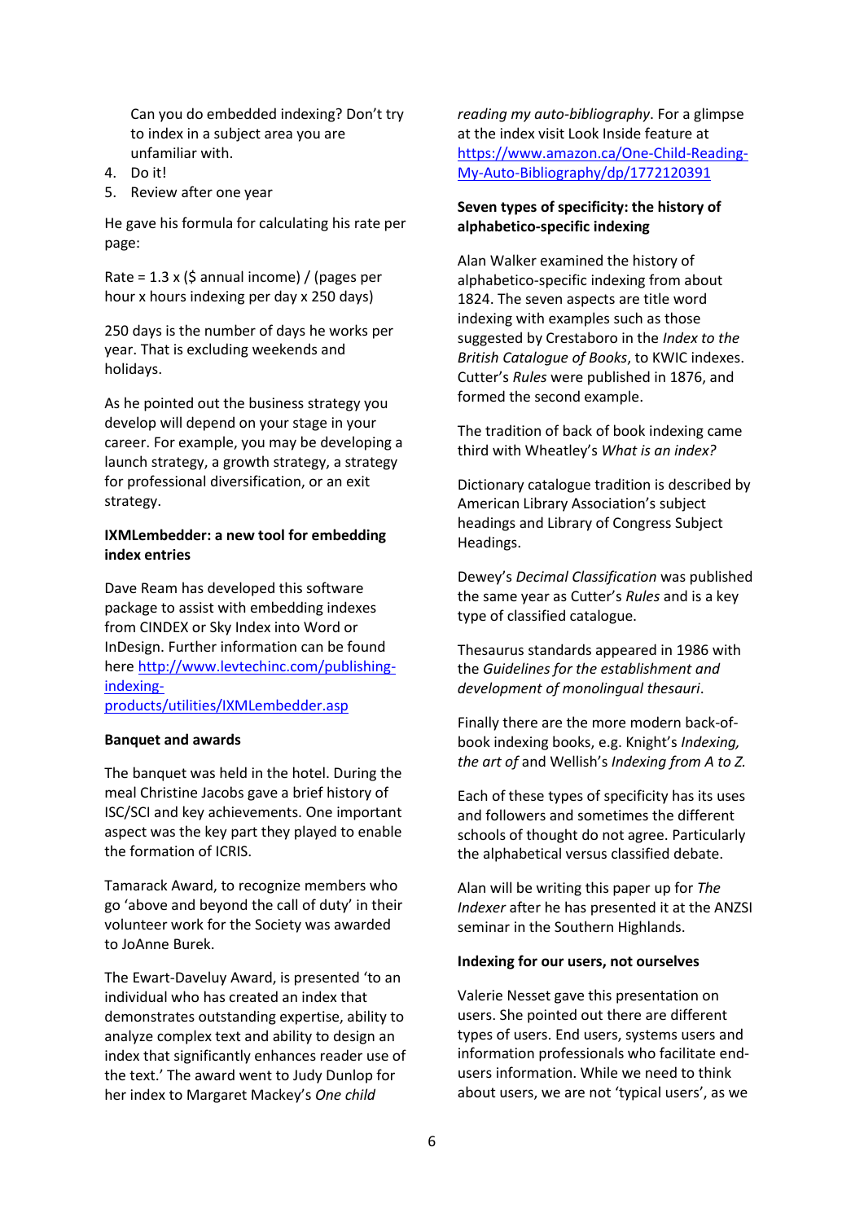Can you do embedded indexing? Don't try to index in a subject area you are unfamiliar with.

4. Do it!
5. Review after one year

He gave his formula for calculating his rate per page:

Rate = 1.3 x ($ annual income) / (pages per hour x hours indexing per day x 250 days)

250 days is the number of days he works per year. That is excluding weekends and holidays.

As he pointed out the business strategy you develop will depend on your stage in your career. For example, you may be developing a launch strategy, a growth strategy, a strategy for professional diversification, or an exit strategy.

**IXMLembedder: a new tool for embedding index entries**

Dave Ream has developed this software package to assist with embedding indexes from CINDEX or Sky Index into Word or InDesign. Further information can be found here [http://www.levtechinc.com/publishing-indexing-products/utilities/IXMLembedder.asp](http://www.levtechinc.com/publishing-indexing-products/utilities/IXMLembedder.asp)

**Banquet and awards**

The banquet was held in the hotel. During the meal Christine Jacobs gave a brief history of ISC/SCI and key achievements. One important aspect was the key part they played to enable the formation of ICRIS.

Tamarack Award, to recognize members who go 'above and beyond the call of duty' in their volunteer work for the Society was awarded to JoAnne Burek.

The Ewart-Daveluy Award, is presented 'to an individual who has created an index that demonstrates outstanding expertise, ability to analyze complex text and ability to design an index that significantly enhances reader use of the text.' The award went to Judy Dunlop for her index to Margaret Mackey's *One child reading my auto-bibliography*. For a glimpse at the index visit Look Inside feature at [https://www.amazon.ca/One-Child-Reading-My-Auto-Bibliography/dp/1772120391](https://www.amazon.ca/One-Child-Reading-My-Auto-Bibliography/dp/1772120391)

**Seven types of specificity: the history of alphabetico-specific indexing**

Alan Walker examined the history of alphabetico-specific indexing from about 1824. The seven aspects are title word indexing with examples such as those suggested by Crestaboro in the *Index to the British Catalogue of Books*, to KWIC indexes. Cutter's *Rules* were published in 1876, and formed the second example.

The tradition of back of book indexing came third with Wheatley's *What is an index?*

Dictionary catalogue tradition is described by American Library Association's subject headings and Library of Congress Subject Headings.

Dewey's *Decimal Classification* was published the same year as Cutter's *Rules* and is a key type of classified catalogue.

Thesaurus standards appeared in 1986 with the *Guidelines for the establishment and development of monolingual thesauri*.

Finally there are the more modern back-of-book indexing books, e.g. Knight's *Indexing, the art of* and Wellish's *Indexing from A to Z.*

Each of these types of specificity has its uses and followers and sometimes the different schools of thought do not agree. Particularly the alphabetical versus classified debate.

Alan will be writing this paper up for *The Indexer* after he has presented it at the ANZSI seminar in the Southern Highlands.

**Indexing for our users, not ourselves**

Valerie Nesset gave this presentation on users. She pointed out there are different types of users. End users, systems users and information professionals who facilitate end-users information. While we need to think about users, we are not 'typical users', as we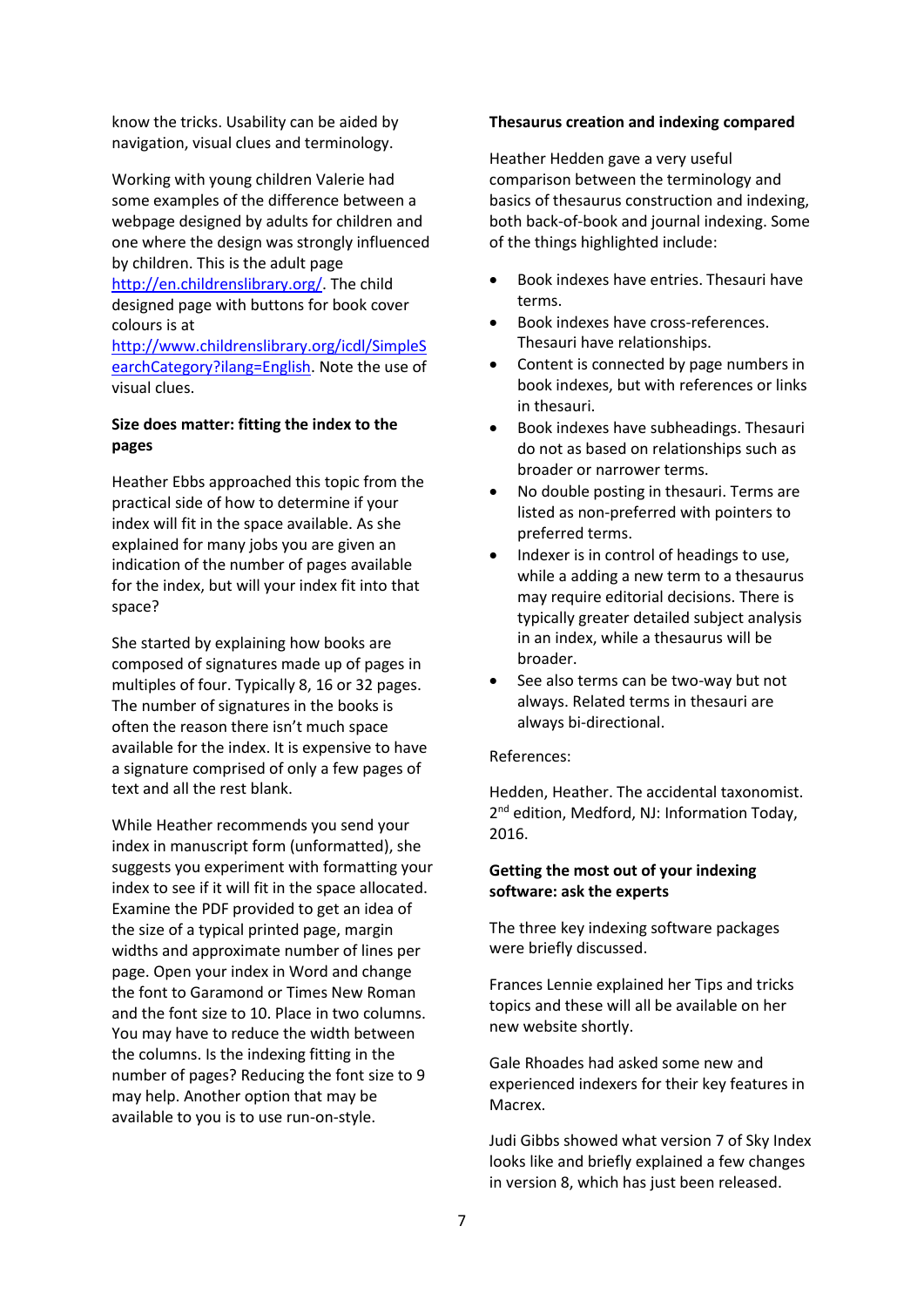know the tricks. Usability can be aided by navigation, visual clues and terminology.

Working with young children Valerie had some examples of the difference between a webpage designed by adults for children and one where the design was strongly influenced by children. This is the adult page http://en.childrenslibrary.org/. The child designed page with buttons for book cover colours is at http://www.childrenslibrary.org/icdl/SimpleSearchCategory?ilang=English. Note the use of visual clues.

**Size does matter: fitting the index to the pages**

Heather Ebbs approached this topic from the practical side of how to determine if your index will fit in the space available. As she explained for many jobs you are given an indication of the number of pages available for the index, but will your index fit into that space?

She started by explaining how books are composed of signatures made up of pages in multiples of four. Typically 8, 16 or 32 pages. The number of signatures in the books is often the reason there isn't much space available for the index. It is expensive to have a signature comprised of only a few pages of text and all the rest blank.

While Heather recommends you send your index in manuscript form (unformatted), she suggests you experiment with formatting your index to see if it will fit in the space allocated. Examine the PDF provided to get an idea of the size of a typical printed page, margin widths and approximate number of lines per page. Open your index in Word and change the font to Garamond or Times New Roman and the font size to 10. Place in two columns. You may have to reduce the width between the columns. Is the indexing fitting in the number of pages? Reducing the font size to 9 may help. Another option that may be available to you is to use run-on-style.

**Thesaurus creation and indexing compared**

Heather Hedden gave a very useful comparison between the terminology and basics of thesaurus construction and indexing, both back-of-book and journal indexing. Some of the things highlighted include:

- Book indexes have entries. Thesauri have terms.
- Book indexes have cross-references. Thesauri have relationships.
- Content is connected by page numbers in book indexes, but with references or links in thesauri.
- Book indexes have subheadings. Thesauri do not as based on relationships such as broader or narrower terms.
- No double posting in thesauri. Terms are listed as non-preferred with pointers to preferred terms.
- Indexer is in control of headings to use, while a adding a new term to a thesaurus may require editorial decisions. There is typically greater detailed subject analysis in an index, while a thesaurus will be broader.
- See also terms can be two-way but not always. Related terms in thesauri are always bi-directional.

References:

Hedden, Heather. The accidental taxonomist. 2nd edition, Medford, NJ: Information Today, 2016.

**Getting the most out of your indexing software: ask the experts**

The three key indexing software packages were briefly discussed.

Frances Lennie explained her Tips and tricks topics and these will all be available on her new website shortly.

Gale Rhoades had asked some new and experienced indexers for their key features in Macrex.

Judi Gibbs showed what version 7 of Sky Index looks like and briefly explained a few changes in version 8, which has just been released.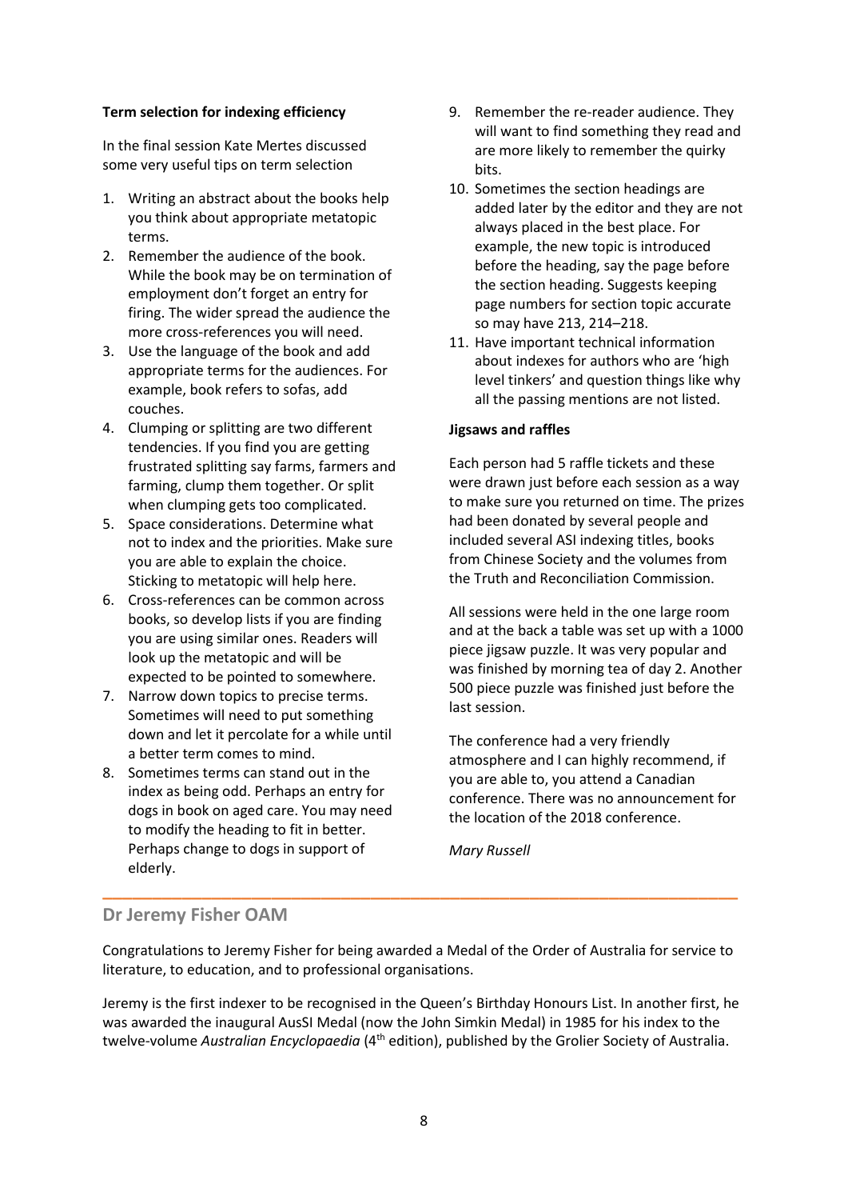**Term selection for indexing efficiency**

In the final session Kate Mertes discussed some very useful tips on term selection

1. Writing an abstract about the books help you think about appropriate metatopic terms.
2. Remember the audience of the book. While the book may be on termination of employment don't forget an entry for firing. The wider spread the audience the more cross-references you will need.
3. Use the language of the book and add appropriate terms for the audiences. For example, book refers to sofas, add couches.
4. Clumping or splitting are two different tendencies. If you find you are getting frustrated splitting say farms, farmers and farming, clump them together. Or split when clumping gets too complicated.
5. Space considerations. Determine what not to index and the priorities. Make sure you are able to explain the choice. Sticking to metatopic will help here.
6. Cross-references can be common across books, so develop lists if you are finding you are using similar ones. Readers will look up the metatopic and will be expected to be pointed to somewhere.
7. Narrow down topics to precise terms. Sometimes will need to put something down and let it percolate for a while until a better term comes to mind.
8. Sometimes terms can stand out in the index as being odd. Perhaps an entry for dogs in book on aged care. You may need to modify the heading to fit in better. Perhaps change to dogs in support of elderly.
9. Remember the re-reader audience. They will want to find something they read and are more likely to remember the quirky bits.
10. Sometimes the section headings are added later by the editor and they are not always placed in the best place. For example, the new topic is introduced before the heading, say the page before the section heading. Suggests keeping page numbers for section topic accurate so may have 213, 214–218.
11. Have important technical information about indexes for authors who are 'high level tinkers' and question things like why all the passing mentions are not listed.

**Jigsaws and raffles**

Each person had 5 raffle tickets and these were drawn just before each session as a way to make sure you returned on time. The prizes had been donated by several people and included several ASI indexing titles, books from Chinese Society and the volumes from the Truth and Reconciliation Commission.

All sessions were held in the one large room and at the back a table was set up with a 1000 piece jigsaw puzzle. It was very popular and was finished by morning tea of day 2. Another 500 piece puzzle was finished just before the last session.

The conference had a very friendly atmosphere and I can highly recommend, if you are able to, you attend a Canadian conference. There was no announcement for the location of the 2018 conference.

*Mary Russell*

## Dr Jeremy Fisher OAM

Congratulations to Jeremy Fisher for being awarded a Medal of the Order of Australia for service to literature, to education, and to professional organisations.

Jeremy is the first indexer to be recognised in the Queen's Birthday Honours List. In another first, he was awarded the inaugural AusSI Medal (now the John Simkin Medal) in 1985 for his index to the twelve-volume *Australian Encyclopaedia* (4th edition), published by the Grolier Society of Australia.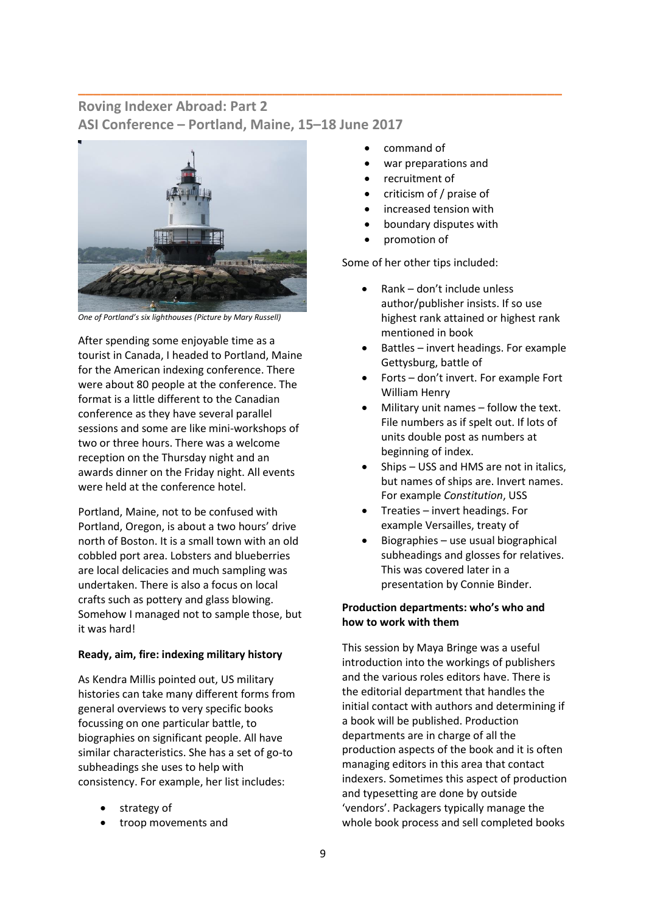## Roving Indexer Abroad: Part 2
## ASI Conference – Portland, Maine, 15–18 June 2017

*One of Portland's six lighthouses (Picture by Mary Russell)*

After spending some enjoyable time as a tourist in Canada, I headed to Portland, Maine for the American indexing conference. There were about 80 people at the conference. The format is a little different to the Canadian conference as they have several parallel sessions and some are like mini-workshops of two or three hours. There was a welcome reception on the Thursday night and an awards dinner on the Friday night. All events were held at the conference hotel.

Portland, Maine, not to be confused with Portland, Oregon, is about a two hours' drive north of Boston. It is a small town with an old cobbled port area. Lobsters and blueberries are local delicacies and much sampling was undertaken. There is also a focus on local crafts such as pottery and glass blowing. Somehow I managed not to sample those, but it was hard!

**Ready, aim, fire: indexing military history**

As Kendra Millis pointed out, US military histories can take many different forms from general overviews to very specific books focussing on one particular battle, to biographies on significant people. All have similar characteristics. She has a set of go-to subheadings she uses to help with consistency. For example, her list includes:

- strategy of
- troop movements and
- command of
- war preparations and
- recruitment of
- criticism of / praise of
- increased tension with
- boundary disputes with
- promotion of

Some of her other tips included:

- Rank – don't include unless author/publisher insists. If so use highest rank attained or highest rank mentioned in book
- Battles – invert headings. For example Gettysburg, battle of
- Forts – don't invert. For example Fort William Henry
- Military unit names – follow the text. File numbers as if spelt out. If lots of units double post as numbers at beginning of index.
- Ships – USS and HMS are not in italics, but names of ships are. Invert names. For example *Constitution*, USS
- Treaties – invert headings. For example Versailles, treaty of
- Biographies – use usual biographical subheadings and glosses for relatives. This was covered later in a presentation by Connie Binder.

**Production departments: who's who and how to work with them**

This session by Maya Bringe was a useful introduction into the workings of publishers and the various roles editors have. There is the editorial department that handles the initial contact with authors and determining if a book will be published. Production departments are in charge of all the production aspects of the book and it is often managing editors in this area that contact indexers. Sometimes this aspect of production and typesetting are done by outside 'vendors'. Packagers typically manage the whole book process and sell completed books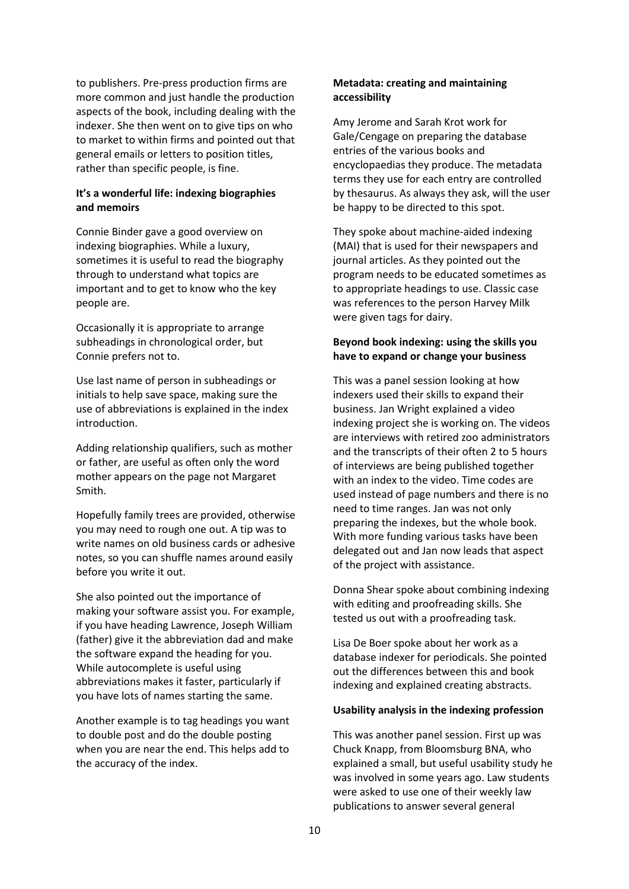to publishers. Pre-press production firms are more common and just handle the production aspects of the book, including dealing with the indexer. She then went on to give tips on who to market to within firms and pointed out that general emails or letters to position titles, rather than specific people, is fine.

**It's a wonderful life: indexing biographies and memoirs**

Connie Binder gave a good overview on indexing biographies. While a luxury, sometimes it is useful to read the biography through to understand what topics are important and to get to know who the key people are.

Occasionally it is appropriate to arrange subheadings in chronological order, but Connie prefers not to.

Use last name of person in subheadings or initials to help save space, making sure the use of abbreviations is explained in the index introduction.

Adding relationship qualifiers, such as mother or father, are useful as often only the word mother appears on the page not Margaret Smith.

Hopefully family trees are provided, otherwise you may need to rough one out. A tip was to write names on old business cards or adhesive notes, so you can shuffle names around easily before you write it out.

She also pointed out the importance of making your software assist you. For example, if you have heading Lawrence, Joseph William (father) give it the abbreviation dad and make the software expand the heading for you. While autocomplete is useful using abbreviations makes it faster, particularly if you have lots of names starting the same.

Another example is to tag headings you want to double post and do the double posting when you are near the end. This helps add to the accuracy of the index.

**Metadata: creating and maintaining accessibility**

Amy Jerome and Sarah Krot work for Gale/Cengage on preparing the database entries of the various books and encyclopaedias they produce. The metadata terms they use for each entry are controlled by thesaurus. As always they ask, will the user be happy to be directed to this spot.

They spoke about machine-aided indexing (MAI) that is used for their newspapers and journal articles. As they pointed out the program needs to be educated sometimes as to appropriate headings to use. Classic case was references to the person Harvey Milk were given tags for dairy.

**Beyond book indexing: using the skills you have to expand or change your business**

This was a panel session looking at how indexers used their skills to expand their business. Jan Wright explained a video indexing project she is working on. The videos are interviews with retired zoo administrators and the transcripts of their often 2 to 5 hours of interviews are being published together with an index to the video. Time codes are used instead of page numbers and there is no need to time ranges. Jan was not only preparing the indexes, but the whole book. With more funding various tasks have been delegated out and Jan now leads that aspect of the project with assistance.

Donna Shear spoke about combining indexing with editing and proofreading skills. She tested us out with a proofreading task.

Lisa De Boer spoke about her work as a database indexer for periodicals. She pointed out the differences between this and book indexing and explained creating abstracts.

**Usability analysis in the indexing profession**

This was another panel session. First up was Chuck Knapp, from Bloomsburg BNA, who explained a small, but useful usability study he was involved in some years ago. Law students were asked to use one of their weekly law publications to answer several general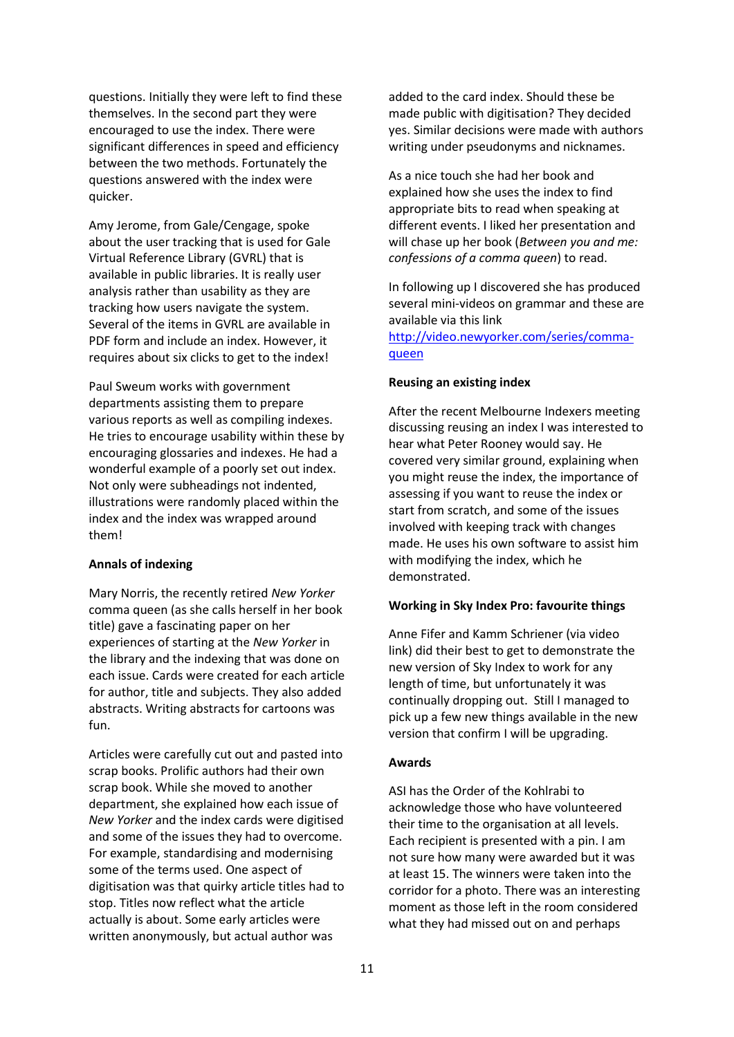questions. Initially they were left to find these themselves. In the second part they were encouraged to use the index. There were significant differences in speed and efficiency between the two methods. Fortunately the questions answered with the index were quicker.

Amy Jerome, from Gale/Cengage, spoke about the user tracking that is used for Gale Virtual Reference Library (GVRL) that is available in public libraries. It is really user analysis rather than usability as they are tracking how users navigate the system. Several of the items in GVRL are available in PDF form and include an index. However, it requires about six clicks to get to the index!

Paul Sweum works with government departments assisting them to prepare various reports as well as compiling indexes. He tries to encourage usability within these by encouraging glossaries and indexes. He had a wonderful example of a poorly set out index. Not only were subheadings not indented, illustrations were randomly placed within the index and the index was wrapped around them!

**Annals of indexing**

Mary Norris, the recently retired *New Yorker* comma queen (as she calls herself in her book title) gave a fascinating paper on her experiences of starting at the *New Yorker* in the library and the indexing that was done on each issue. Cards were created for each article for author, title and subjects. They also added abstracts. Writing abstracts for cartoons was fun.

Articles were carefully cut out and pasted into scrap books. Prolific authors had their own scrap book. While she moved to another department, she explained how each issue of *New Yorker* and the index cards were digitised and some of the issues they had to overcome. For example, standardising and modernising some of the terms used. One aspect of digitisation was that quirky article titles had to stop. Titles now reflect what the article actually is about. Some early articles were written anonymously, but actual author was added to the card index. Should these be made public with digitisation? They decided yes. Similar decisions were made with authors writing under pseudonyms and nicknames.

As a nice touch she had her book and explained how she uses the index to find appropriate bits to read when speaking at different events. I liked her presentation and will chase up her book (*Between you and me: confessions of a comma queen*) to read.

In following up I discovered she has produced several mini-videos on grammar and these are available via this link http://video.newyorker.com/series/comma-queen

**Reusing an existing index**

After the recent Melbourne Indexers meeting discussing reusing an index I was interested to hear what Peter Rooney would say. He covered very similar ground, explaining when you might reuse the index, the importance of assessing if you want to reuse the index or start from scratch, and some of the issues involved with keeping track with changes made. He uses his own software to assist him with modifying the index, which he demonstrated.

**Working in Sky Index Pro: favourite things**

Anne Fifer and Kamm Schriener (via video link) did their best to get to demonstrate the new version of Sky Index to work for any length of time, but unfortunately it was continually dropping out. Still I managed to pick up a few new things available in the new version that confirm I will be upgrading.

**Awards**

ASI has the Order of the Kohlrabi to acknowledge those who have volunteered their time to the organisation at all levels. Each recipient is presented with a pin. I am not sure how many were awarded but it was at least 15. The winners were taken into the corridor for a photo. There was an interesting moment as those left in the room considered what they had missed out on and perhaps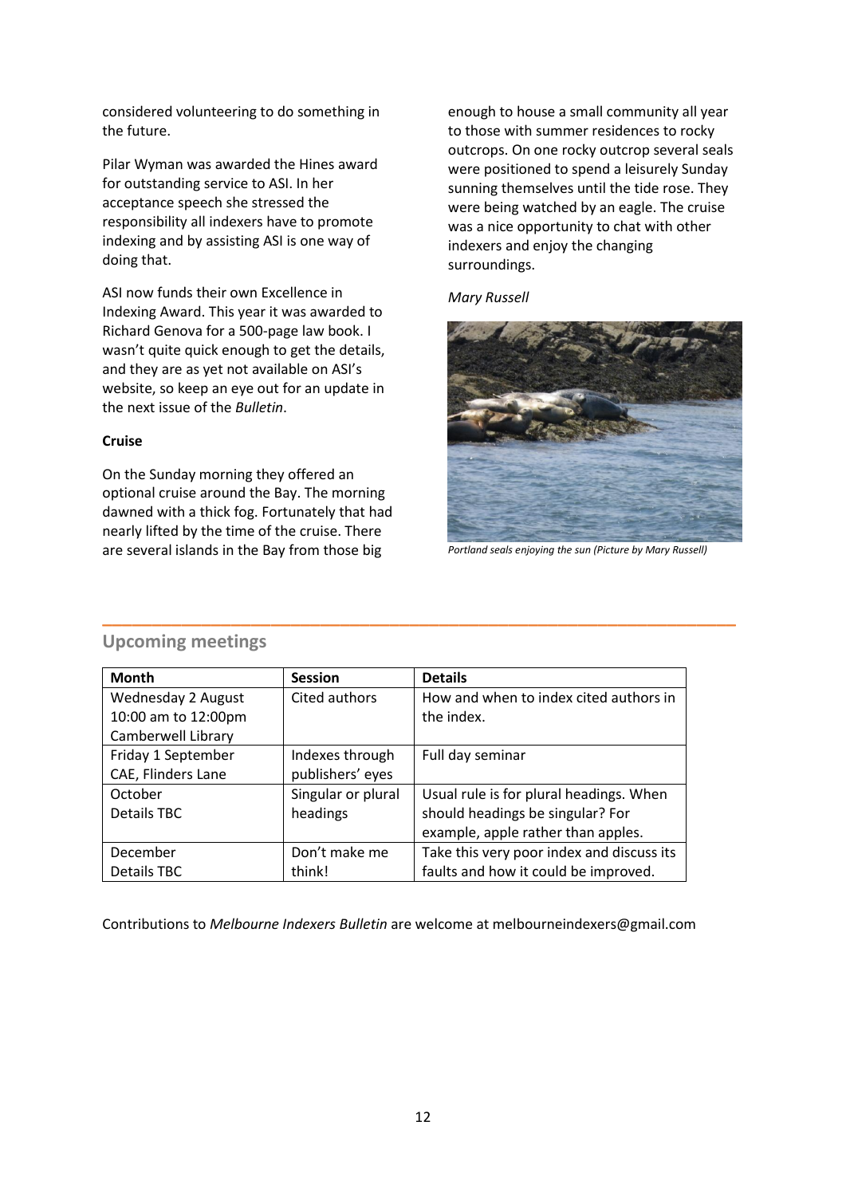considered volunteering to do something in the future.

Pilar Wyman was awarded the Hines award for outstanding service to ASI. In her acceptance speech she stressed the responsibility all indexers have to promote indexing and by assisting ASI is one way of doing that.

ASI now funds their own Excellence in Indexing Award. This year it was awarded to Richard Genova for a 500-page law book. I wasn't quite quick enough to get the details, and they are as yet not available on ASI's website, so keep an eye out for an update in the next issue of the *Bulletin*.

**Cruise**

On the Sunday morning they offered an optional cruise around the Bay. The morning dawned with a thick fog. Fortunately that had nearly lifted by the time of the cruise. There are several islands in the Bay from those big enough to house a small community all year to those with summer residences to rocky outcrops. On one rocky outcrop several seals were positioned to spend a leisurely Sunday sunning themselves until the tide rose. They were being watched by an eagle. The cruise was a nice opportunity to chat with other indexers and enjoy the changing surroundings.

*Mary Russell*

*Portland seals enjoying the sun (Picture by Mary Russell)*

## Upcoming meetings

| Month | Session | Details |
| --- | --- | --- |
| Wednesday 2 August<br>10:00 am to 12:00pm<br>Camberwell Library | Cited authors | How and when to index cited authors in the index. |
| Friday 1 September<br>CAE, Flinders Lane | Indexes through publishers' eyes | Full day seminar |
| October<br>Details TBC | Singular or plural headings | Usual rule is for plural headings. When should headings be singular? For example, apple rather than apples. |
| December<br>Details TBC | Don't make me think! | Take this very poor index and discuss its faults and how it could be improved. |

Contributions to *Melbourne Indexers Bulletin* are welcome at melbourneindexers@gmail.com